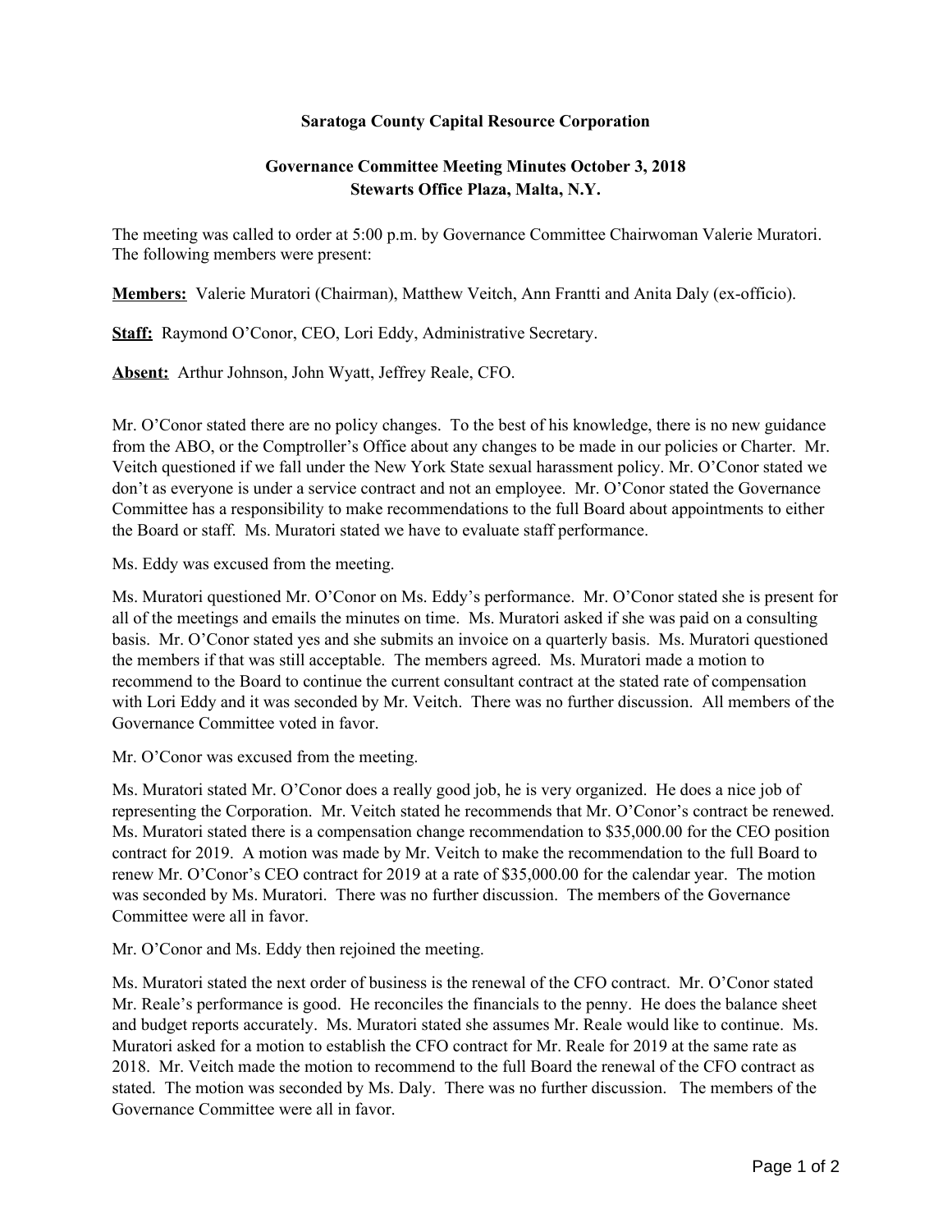**Saratoga County Capital Resource Corporation**

**Governance Committee Meeting Minutes October 3, 2018**
**Stewarts Office Plaza, Malta, N.Y.**

The meeting was called to order at 5:00 p.m. by Governance Committee Chairwoman Valerie Muratori. The following members were present:

**Members:** Valerie Muratori (Chairman), Matthew Veitch, Ann Frantti and Anita Daly (ex-officio).

**Staff:** Raymond O'Conor, CEO, Lori Eddy, Administrative Secretary.

**Absent:** Arthur Johnson, John Wyatt, Jeffrey Reale, CFO.

Mr. O'Conor stated there are no policy changes. To the best of his knowledge, there is no new guidance from the ABO, or the Comptroller's Office about any changes to be made in our policies or Charter. Mr. Veitch questioned if we fall under the New York State sexual harassment policy. Mr. O'Conor stated we don't as everyone is under a service contract and not an employee. Mr. O'Conor stated the Governance Committee has a responsibility to make recommendations to the full Board about appointments to either the Board or staff. Ms. Muratori stated we have to evaluate staff performance.

Ms. Eddy was excused from the meeting.

Ms. Muratori questioned Mr. O'Conor on Ms. Eddy's performance. Mr. O'Conor stated she is present for all of the meetings and emails the minutes on time. Ms. Muratori asked if she was paid on a consulting basis. Mr. O'Conor stated yes and she submits an invoice on a quarterly basis. Ms. Muratori questioned the members if that was still acceptable. The members agreed. Ms. Muratori made a motion to recommend to the Board to continue the current consultant contract at the stated rate of compensation with Lori Eddy and it was seconded by Mr. Veitch. There was no further discussion. All members of the Governance Committee voted in favor.

Mr. O'Conor was excused from the meeting.

Ms. Muratori stated Mr. O'Conor does a really good job, he is very organized. He does a nice job of representing the Corporation. Mr. Veitch stated he recommends that Mr. O'Conor's contract be renewed. Ms. Muratori stated there is a compensation change recommendation to $35,000.00 for the CEO position contract for 2019. A motion was made by Mr. Veitch to make the recommendation to the full Board to renew Mr. O'Conor's CEO contract for 2019 at a rate of $35,000.00 for the calendar year. The motion was seconded by Ms. Muratori. There was no further discussion. The members of the Governance Committee were all in favor.

Mr. O'Conor and Ms. Eddy then rejoined the meeting.

Ms. Muratori stated the next order of business is the renewal of the CFO contract. Mr. O'Conor stated Mr. Reale's performance is good. He reconciles the financials to the penny. He does the balance sheet and budget reports accurately. Ms. Muratori stated she assumes Mr. Reale would like to continue. Ms. Muratori asked for a motion to establish the CFO contract for Mr. Reale for 2019 at the same rate as 2018. Mr. Veitch made the motion to recommend to the full Board the renewal of the CFO contract as stated. The motion was seconded by Ms. Daly. There was no further discussion. The members of the Governance Committee were all in favor.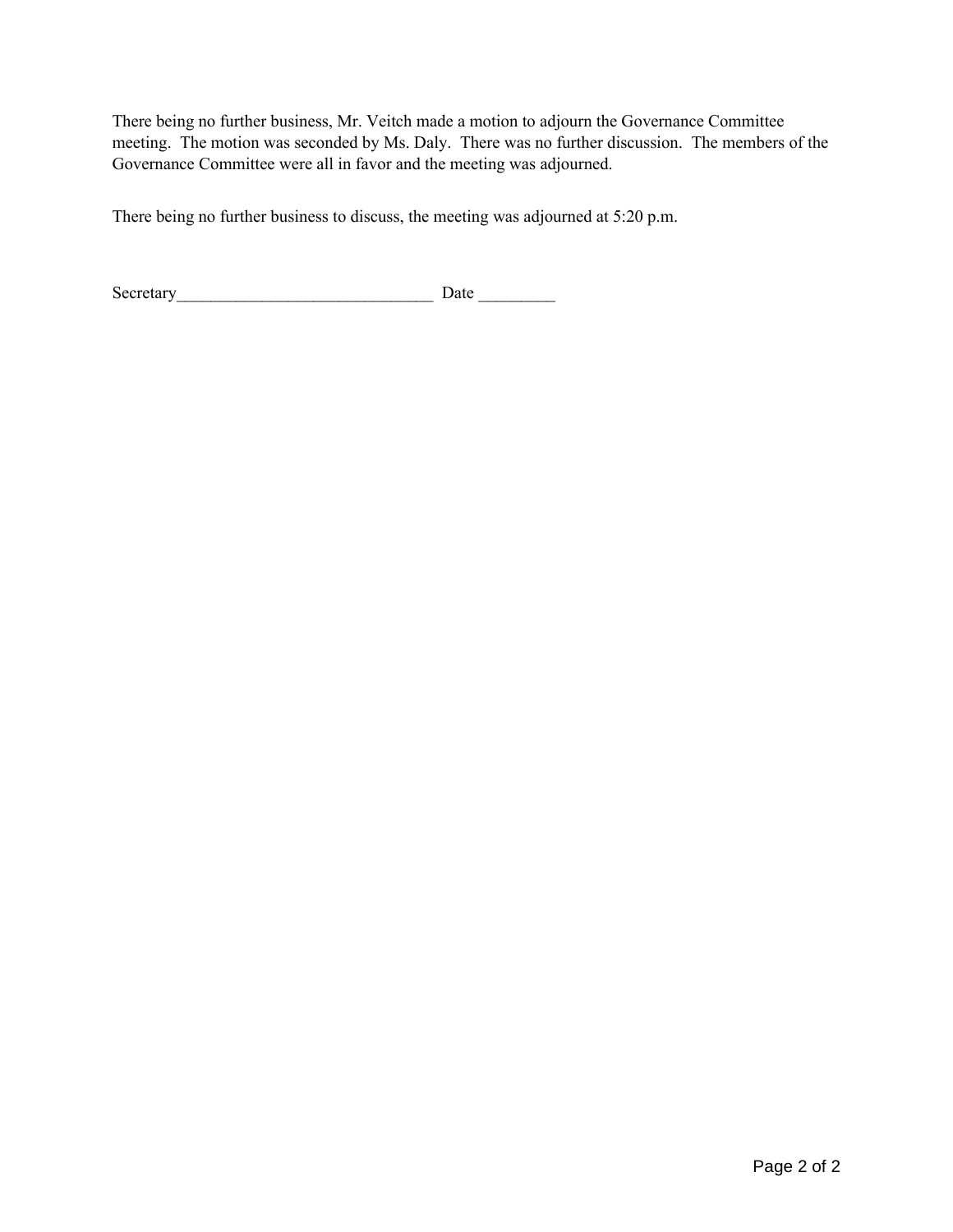There being no further business, Mr. Veitch made a motion to adjourn the Governance Committee meeting. The motion was seconded by Ms. Daly. There was no further discussion. The members of the Governance Committee were all in favor and the meeting was adjourned.

There being no further business to discuss, the meeting was adjourned at 5:20 p.m.

Secretary______________________________ Date _________